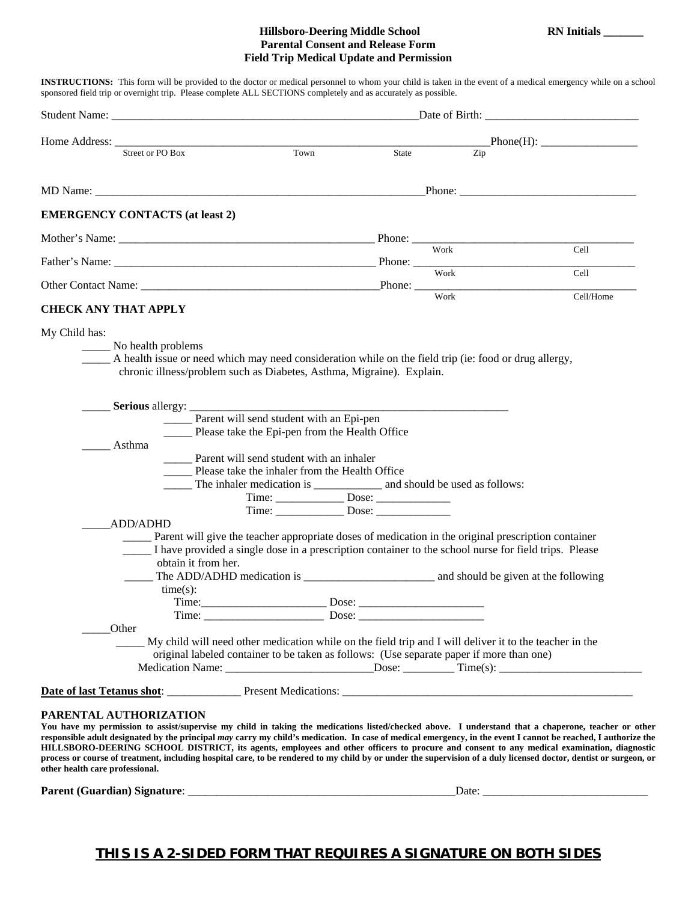**Hillsboro-Deering Middle School**
**Parental Consent and Release Form**
**Field Trip Medical Update and Permission**

**RN Initials _______**

**INSTRUCTIONS:** This form will be provided to the doctor or medical personnel to whom your child is taken in the event of a medical emergency while on a school sponsored field trip or overnight trip. Please complete ALL SECTIONS completely and as accurately as possible.

Student Name: ________________________________________________________Date of Birth: ___________________________

Home Address: _____________________________________________________________________Phone(H): _________________
Street or PO Box Town State Zip

MD Name: _____________________________________________________________Phone: _______________________________

**EMERGENCY CONTACTS (at least 2)**

Mother's Name: ____________________________________________ Phone: ______________________________________
Work Cell

Father's Name: ____________________________________________ Phone: ______________________________________
Work Cell

Other Contact Name: ________________________________________Phone: ______________________________________
Work Cell/Home

**CHECK ANY THAT APPLY**

My Child has:

_____ No health problems

_____ A health issue or need which may need consideration while on the field trip (ie: food or drug allergy, chronic illness/problem such as Diabetes, Asthma, Migraine). Explain.

_____ **Serious** allergy: ___________________________________________________________

- _____ Parent will send student with an Epi-pen
- _____ Please take the Epi-pen from the Health Office

_____ Asthma

- _____ Parent will send student with an inhaler
- _____ Please take the inhaler from the Health Office
- _____ The inhaler medication is ____________ and should be used as follows:
  - Time: ____________ Dose: _____________
  - Time: ____________ Dose: _____________

_____ADD/ADHD

- _____ Parent will give the teacher appropriate doses of medication in the original prescription container
- _____ I have provided a single dose in a prescription container to the school nurse for field trips. Please obtain it from her.
- _____ The ADD/ADHD medication is _______________________ and should be given at the following time(s):
  - Time:______________________ Dose: ______________________
  - Time: _____________________ Dose: ______________________

_____Other

- _____ My child will need other medication while on the field trip and I will deliver it to the teacher in the original labeled container to be taken as follows: (Use separate paper if more than one)
  Medication Name: __________________________Dose: _________ Time(s): _________________________

**Date of last Tetanus shot**: _____________ Present Medications: _____________________________________________________

**PARENTAL AUTHORIZATION**

**You have my permission to assist/supervise my child in taking the medications listed/checked above. I understand that a chaperone, teacher or other responsible adult designated by the principal *may* carry my child's medication. In case of medical emergency, in the event I cannot be reached, I authorize the HILLSBORO-DEERING SCHOOL DISTRICT, its agents, employees and other officers to procure and consent to any medical examination, diagnostic process or course of treatment, including hospital care, to be rendered to my child by or under the supervision of a duly licensed doctor, dentist or surgeon, or other health care professional.**

**Parent (Guardian) Signature**: ______________________________________________Date: _____________________________

**THIS IS A 2-SIDED FORM THAT REQUIRES A SIGNATURE ON BOTH SIDES**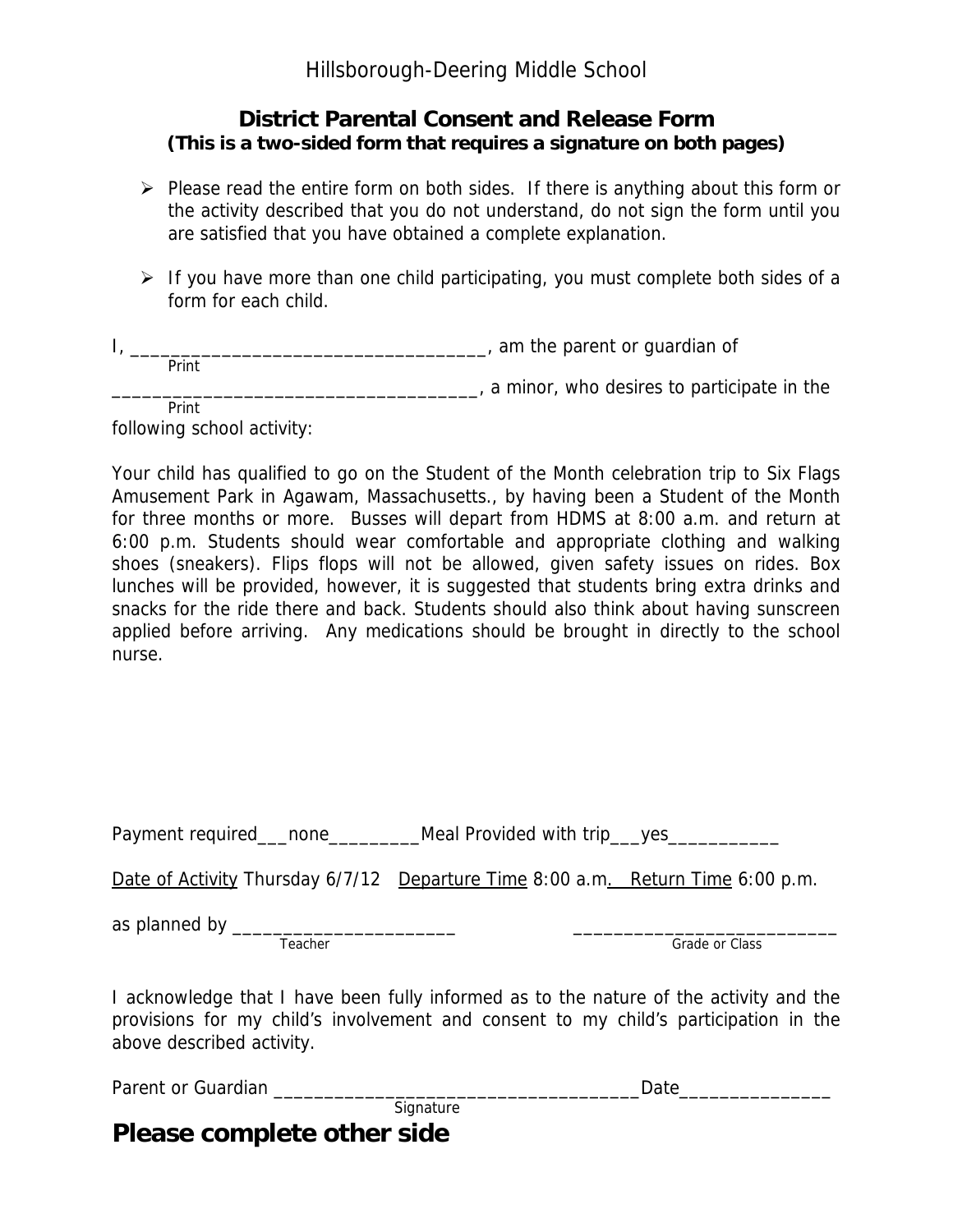Hillsborough-Deering Middle School

# District Parental Consent and Release Form

**(This is a two-sided form that requires a signature on both pages)**

- Please read the entire form on both sides. If there is anything about this form or the activity described that you do not understand, do not sign the form until you are satisfied that you have obtained a complete explanation.
- If you have more than one child participating, you must complete both sides of a form for each child.

I, ___________________________________, am the parent or guardian of
Print

___________________________________, a minor, who desires to participate in the
Print

following school activity:

Your child has qualified to go on the Student of the Month celebration trip to Six Flags Amusement Park in Agawam, Massachusetts., by having been a Student of the Month for three months or more. Busses will depart from HDMS at 8:00 a.m. and return at 6:00 p.m. Students should wear comfortable and appropriate clothing and walking shoes (sneakers). Flips flops will not be allowed, given safety issues on rides. Box lunches will be provided, however, it is suggested that students bring extra drinks and snacks for the ride there and back. Students should also think about having sunscreen applied before arriving. Any medications should be brought in directly to the school nurse.

Payment required___none_________Meal Provided with trip___yes___________

Date of Activity Thursday 6/7/12 Departure Time 8:00 a.m. Return Time 6:00 p.m.

as planned by _______________________ __________________________
Teacher Grade or Class

I acknowledge that I have been fully informed as to the nature of the activity and the provisions for my child's involvement and consent to my child's participation in the above described activity.

Parent or Guardian ___________________________________Date_______________
Signature

**Please complete other side**